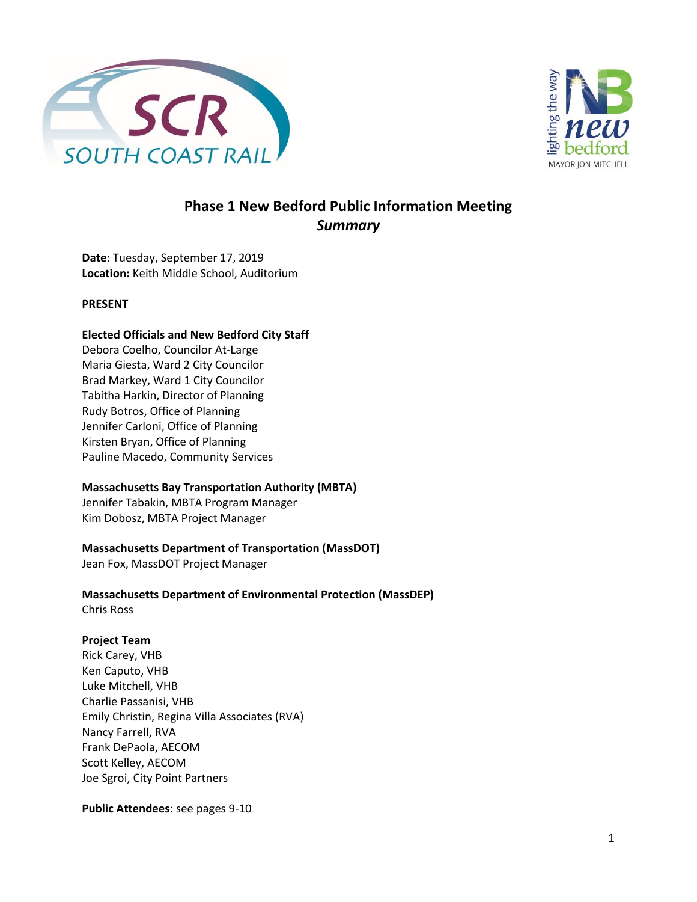# Phase 1 New Bedford Public Information Meeting
## *Summary*

**Date:** Tuesday, September 17, 2019
**Location:** Keith Middle School, Auditorium

**PRESENT**

**Elected Officials and New Bedford City Staff**
Debora Coelho, Councilor At-Large
Maria Giesta, Ward 2 City Councilor
Brad Markey, Ward 1 City Councilor
Tabitha Harkin, Director of Planning
Rudy Botros, Office of Planning
Jennifer Carloni, Office of Planning
Kirsten Bryan, Office of Planning
Pauline Macedo, Community Services

**Massachusetts Bay Transportation Authority (MBTA)**
Jennifer Tabakin, MBTA Program Manager
Kim Dobosz, MBTA Project Manager

**Massachusetts Department of Transportation (MassDOT)**
Jean Fox, MassDOT Project Manager

**Massachusetts Department of Environmental Protection (MassDEP)**
Chris Ross

**Project Team**
Rick Carey, VHB
Ken Caputo, VHB
Luke Mitchell, VHB
Charlie Passanisi, VHB
Emily Christin, Regina Villa Associates (RVA)
Nancy Farrell, RVA
Frank DePaola, AECOM
Scott Kelley, AECOM
Joe Sgroi, City Point Partners

**Public Attendees**: see pages 9-10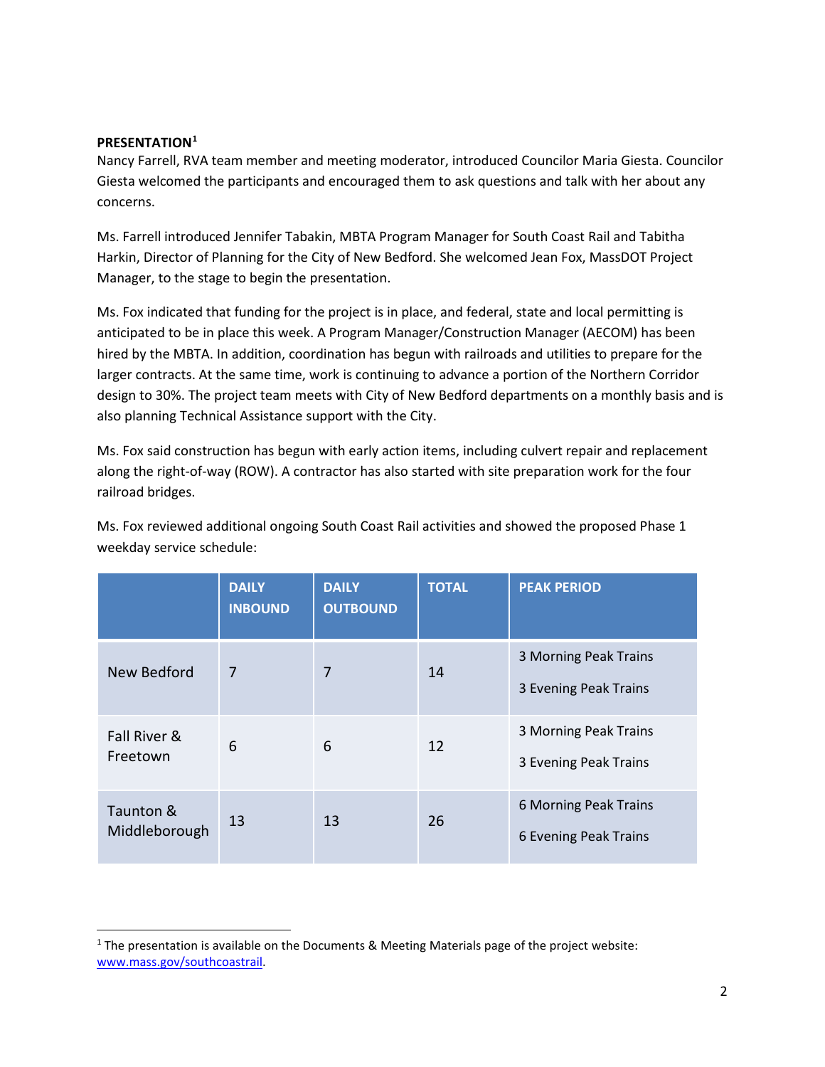**PRESENTATION[1]**

Nancy Farrell, RVA team member and meeting moderator, introduced Councilor Maria Giesta. Councilor Giesta welcomed the participants and encouraged them to ask questions and talk with her about any concerns.

Ms. Farrell introduced Jennifer Tabakin, MBTA Program Manager for South Coast Rail and Tabitha Harkin, Director of Planning for the City of New Bedford. She welcomed Jean Fox, MassDOT Project Manager, to the stage to begin the presentation.

Ms. Fox indicated that funding for the project is in place, and federal, state and local permitting is anticipated to be in place this week. A Program Manager/Construction Manager (AECOM) has been hired by the MBTA. In addition, coordination has begun with railroads and utilities to prepare for the larger contracts. At the same time, work is continuing to advance a portion of the Northern Corridor design to 30%. The project team meets with City of New Bedford departments on a monthly basis and is also planning Technical Assistance support with the City.

Ms. Fox said construction has begun with early action items, including culvert repair and replacement along the right-of-way (ROW). A contractor has also started with site preparation work for the four railroad bridges.

Ms. Fox reviewed additional ongoing South Coast Rail activities and showed the proposed Phase 1 weekday service schedule:

| | DAILY INBOUND | DAILY OUTBOUND | TOTAL | PEAK PERIOD |
|---|---|---|---|---|
| New Bedford | 7 | 7 | 14 | 3 Morning Peak Trains<br>3 Evening Peak Trains |
| Fall River & Freetown | 6 | 6 | 12 | 3 Morning Peak Trains<br>3 Evening Peak Trains |
| Taunton & Middleborough | 13 | 13 | 26 | 6 Morning Peak Trains<br>6 Evening Peak Trains |

[1] The presentation is available on the Documents & Meeting Materials page of the project website: www.mass.gov/southcoastrail.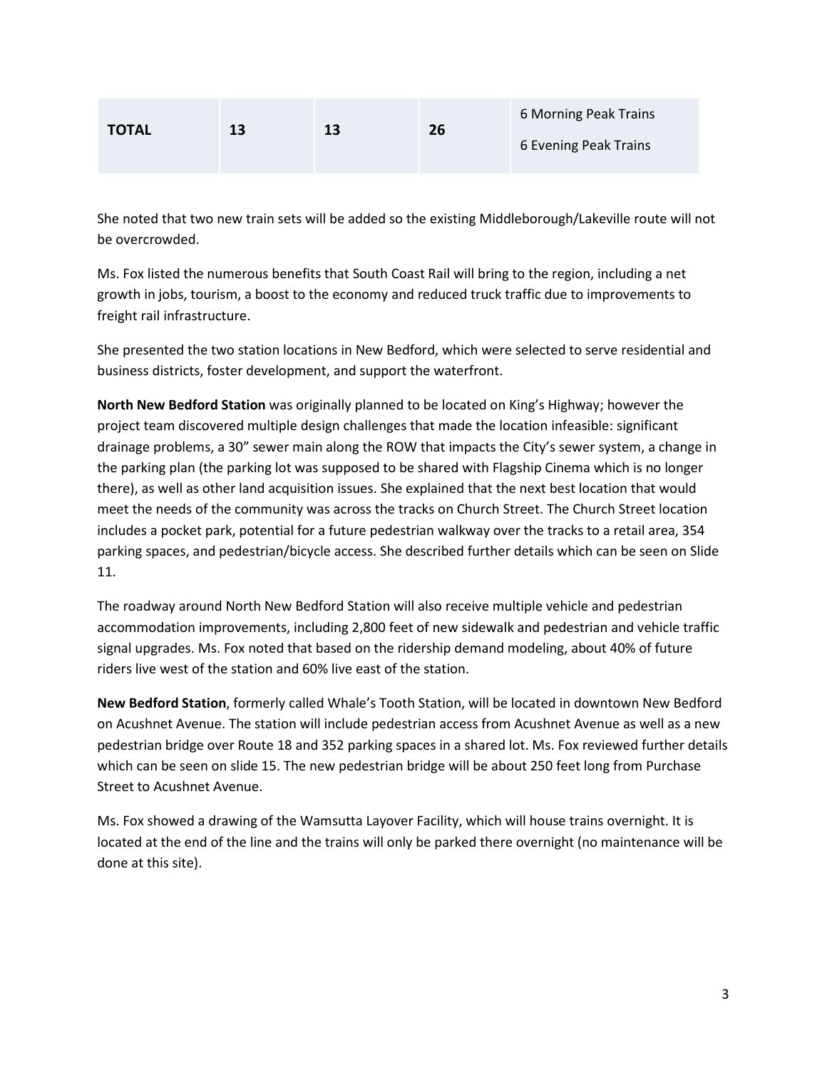| TOTAL | 13 | 13 | 26 | 6 Morning Peak Trains<br>6 Evening Peak Trains |
|---|---|---|---|---|

She noted that two new train sets will be added so the existing Middleborough/Lakeville route will not be overcrowded.

Ms. Fox listed the numerous benefits that South Coast Rail will bring to the region, including a net growth in jobs, tourism, a boost to the economy and reduced truck traffic due to improvements to freight rail infrastructure.

She presented the two station locations in New Bedford, which were selected to serve residential and business districts, foster development, and support the waterfront.

**North New Bedford Station** was originally planned to be located on King's Highway; however the project team discovered multiple design challenges that made the location infeasible: significant drainage problems, a 30" sewer main along the ROW that impacts the City's sewer system, a change in the parking plan (the parking lot was supposed to be shared with Flagship Cinema which is no longer there), as well as other land acquisition issues. She explained that the next best location that would meet the needs of the community was across the tracks on Church Street. The Church Street location includes a pocket park, potential for a future pedestrian walkway over the tracks to a retail area, 354 parking spaces, and pedestrian/bicycle access. She described further details which can be seen on Slide 11.

The roadway around North New Bedford Station will also receive multiple vehicle and pedestrian accommodation improvements, including 2,800 feet of new sidewalk and pedestrian and vehicle traffic signal upgrades. Ms. Fox noted that based on the ridership demand modeling, about 40% of future riders live west of the station and 60% live east of the station.

**New Bedford Station**, formerly called Whale's Tooth Station, will be located in downtown New Bedford on Acushnet Avenue. The station will include pedestrian access from Acushnet Avenue as well as a new pedestrian bridge over Route 18 and 352 parking spaces in a shared lot. Ms. Fox reviewed further details which can be seen on slide 15. The new pedestrian bridge will be about 250 feet long from Purchase Street to Acushnet Avenue.

Ms. Fox showed a drawing of the Wamsutta Layover Facility, which will house trains overnight. It is located at the end of the line and the trains will only be parked there overnight (no maintenance will be done at this site).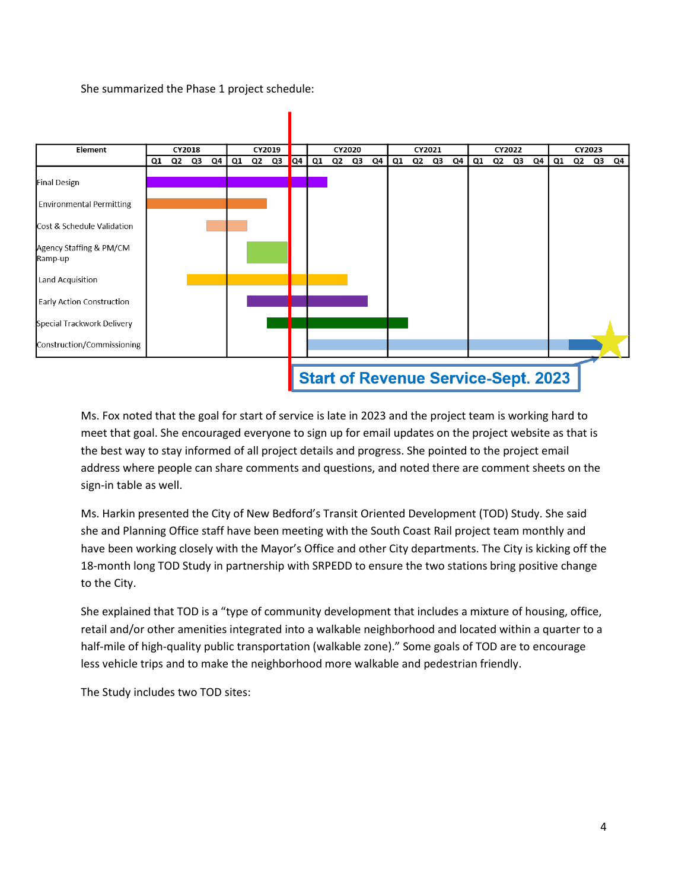She summarized the Phase 1 project schedule:

| Element | CY2018 | | | | CY2019 | | | | CY2020 | | | | CY2021 | | | | CY2022 | | | | CY2023 | | | |
|---|---|---|---|---|---|---|---|---|---|---|---|---|---|---|---|---|---|---|---|---|---|---|---|---|
| | Q1 | Q2 | Q3 | Q4 | Q1 | Q2 | Q3 | Q4 | Q1 | Q2 | Q3 | Q4 | Q1 | Q2 | Q3 | Q4 | Q1 | Q2 | Q3 | Q4 | Q1 | Q2 | Q3 | Q4 |
| Final Design | | | | | | | | | | | | | | | | | | | | | | | | |
| Environmental Permitting | | | | | | | | | | | | | | | | | | | | | | | | |
| Cost & Schedule Validation | | | | | | | | | | | | | | | | | | | | | | | | |
| Agency Staffing & PM/CM Ramp-up | | | | | | | | | | | | | | | | | | | | | | | | |
| Land Acquisition | | | | | | | | | | | | | | | | | | | | | | | | |
| Early Action Construction | | | | | | | | | | | | | | | | | | | | | | | | |
| Special Trackwork Delivery | | | | | | | | | | | | | | | | | | | | | | | | |
| Construction/Commissioning | | | | | | | | | | | | | | | | | | | | | | | | |

**Start of Revenue Service-Sept. 2023**

Ms. Fox noted that the goal for start of service is late in 2023 and the project team is working hard to meet that goal. She encouraged everyone to sign up for email updates on the project website as that is the best way to stay informed of all project details and progress. She pointed to the project email address where people can share comments and questions, and noted there are comment sheets on the sign-in table as well.

Ms. Harkin presented the City of New Bedford's Transit Oriented Development (TOD) Study. She said she and Planning Office staff have been meeting with the South Coast Rail project team monthly and have been working closely with the Mayor's Office and other City departments. The City is kicking off the 18-month long TOD Study in partnership with SRPEDD to ensure the two stations bring positive change to the City.

She explained that TOD is a "type of community development that includes a mixture of housing, office, retail and/or other amenities integrated into a walkable neighborhood and located within a quarter to a half-mile of high-quality public transportation (walkable zone)." Some goals of TOD are to encourage less vehicle trips and to make the neighborhood more walkable and pedestrian friendly.

The Study includes two TOD sites: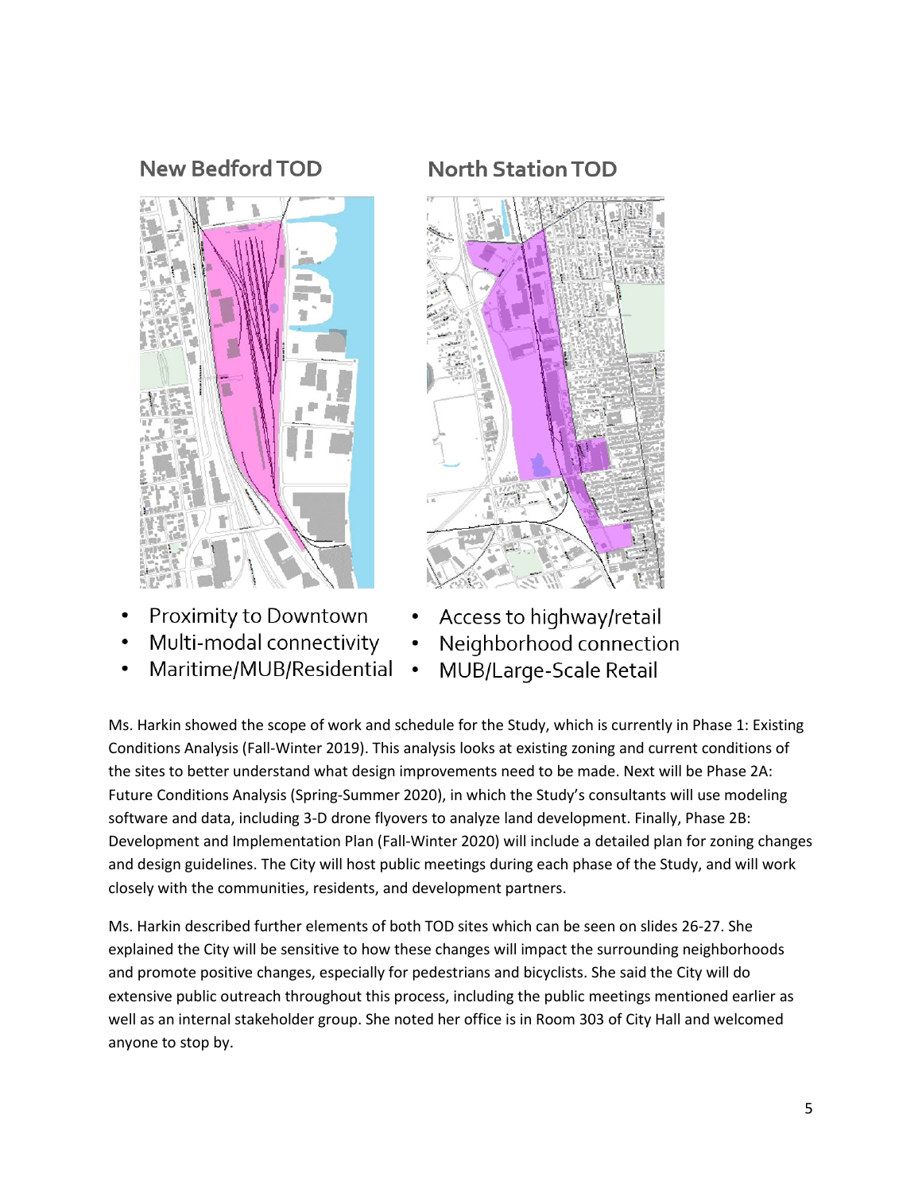**New Bedford TOD**

- Proximity to Downtown
- Multi-modal connectivity
- Maritime/MUB/Residential

**North Station TOD**

- Access to highway/retail
- Neighborhood connection
- MUB/Large-Scale Retail

Ms. Harkin showed the scope of work and schedule for the Study, which is currently in Phase 1: Existing Conditions Analysis (Fall-Winter 2019). This analysis looks at existing zoning and current conditions of the sites to better understand what design improvements need to be made. Next will be Phase 2A: Future Conditions Analysis (Spring-Summer 2020), in which the Study's consultants will use modeling software and data, including 3-D drone flyovers to analyze land development. Finally, Phase 2B: Development and Implementation Plan (Fall-Winter 2020) will include a detailed plan for zoning changes and design guidelines. The City will host public meetings during each phase of the Study, and will work closely with the communities, residents, and development partners.

Ms. Harkin described further elements of both TOD sites which can be seen on slides 26-27. She explained the City will be sensitive to how these changes will impact the surrounding neighborhoods and promote positive changes, especially for pedestrians and bicyclists. She said the City will do extensive public outreach throughout this process, including the public meetings mentioned earlier as well as an internal stakeholder group. She noted her office is in Room 303 of City Hall and welcomed anyone to stop by.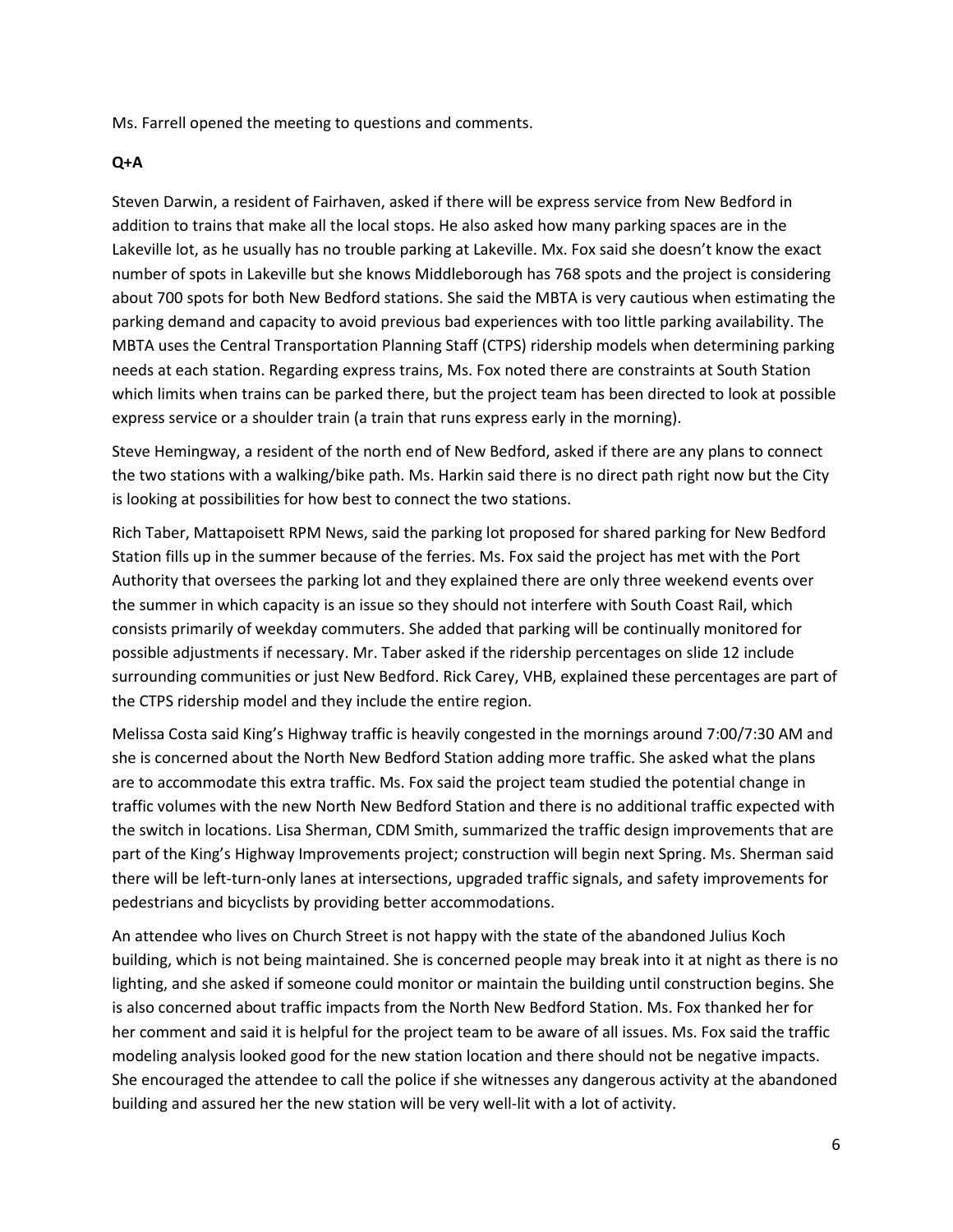Ms. Farrell opened the meeting to questions and comments.

**Q+A**

Steven Darwin, a resident of Fairhaven, asked if there will be express service from New Bedford in addition to trains that make all the local stops. He also asked how many parking spaces are in the Lakeville lot, as he usually has no trouble parking at Lakeville. Mx. Fox said she doesn't know the exact number of spots in Lakeville but she knows Middleborough has 768 spots and the project is considering about 700 spots for both New Bedford stations. She said the MBTA is very cautious when estimating the parking demand and capacity to avoid previous bad experiences with too little parking availability. The MBTA uses the Central Transportation Planning Staff (CTPS) ridership models when determining parking needs at each station. Regarding express trains, Ms. Fox noted there are constraints at South Station which limits when trains can be parked there, but the project team has been directed to look at possible express service or a shoulder train (a train that runs express early in the morning).

Steve Hemingway, a resident of the north end of New Bedford, asked if there are any plans to connect the two stations with a walking/bike path. Ms. Harkin said there is no direct path right now but the City is looking at possibilities for how best to connect the two stations.

Rich Taber, Mattapoisett RPM News, said the parking lot proposed for shared parking for New Bedford Station fills up in the summer because of the ferries. Ms. Fox said the project has met with the Port Authority that oversees the parking lot and they explained there are only three weekend events over the summer in which capacity is an issue so they should not interfere with South Coast Rail, which consists primarily of weekday commuters. She added that parking will be continually monitored for possible adjustments if necessary. Mr. Taber asked if the ridership percentages on slide 12 include surrounding communities or just New Bedford. Rick Carey, VHB, explained these percentages are part of the CTPS ridership model and they include the entire region.

Melissa Costa said King's Highway traffic is heavily congested in the mornings around 7:00/7:30 AM and she is concerned about the North New Bedford Station adding more traffic. She asked what the plans are to accommodate this extra traffic. Ms. Fox said the project team studied the potential change in traffic volumes with the new North New Bedford Station and there is no additional traffic expected with the switch in locations. Lisa Sherman, CDM Smith, summarized the traffic design improvements that are part of the King's Highway Improvements project; construction will begin next Spring. Ms. Sherman said there will be left-turn-only lanes at intersections, upgraded traffic signals, and safety improvements for pedestrians and bicyclists by providing better accommodations.

An attendee who lives on Church Street is not happy with the state of the abandoned Julius Koch building, which is not being maintained. She is concerned people may break into it at night as there is no lighting, and she asked if someone could monitor or maintain the building until construction begins. She is also concerned about traffic impacts from the North New Bedford Station. Ms. Fox thanked her for her comment and said it is helpful for the project team to be aware of all issues. Ms. Fox said the traffic modeling analysis looked good for the new station location and there should not be negative impacts. She encouraged the attendee to call the police if she witnesses any dangerous activity at the abandoned building and assured her the new station will be very well-lit with a lot of activity.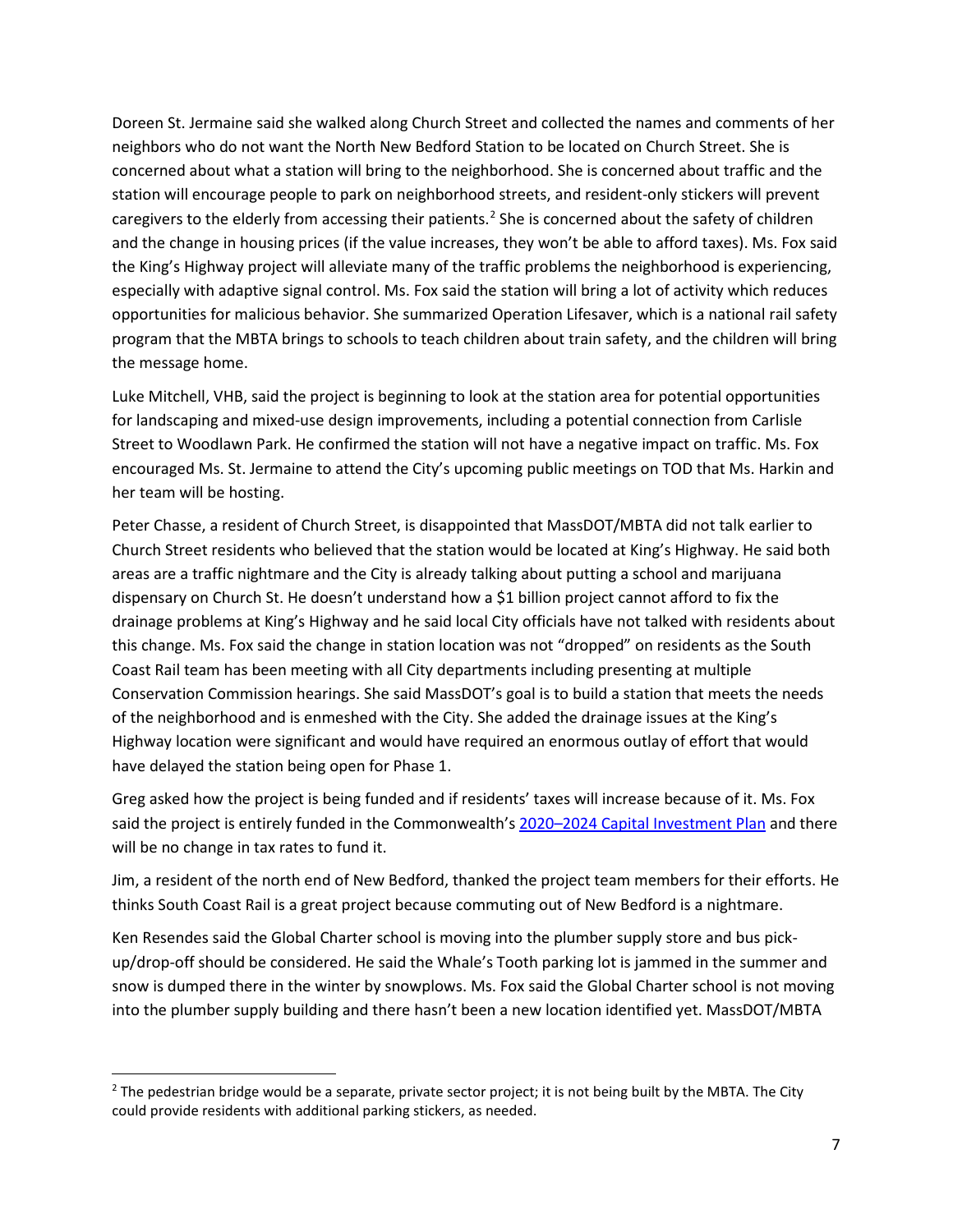Doreen St. Jermaine said she walked along Church Street and collected the names and comments of her neighbors who do not want the North New Bedford Station to be located on Church Street. She is concerned about what a station will bring to the neighborhood. She is concerned about traffic and the station will encourage people to park on neighborhood streets, and resident-only stickers will prevent caregivers to the elderly from accessing their patients.[2] She is concerned about the safety of children and the change in housing prices (if the value increases, they won't be able to afford taxes). Ms. Fox said the King's Highway project will alleviate many of the traffic problems the neighborhood is experiencing, especially with adaptive signal control. Ms. Fox said the station will bring a lot of activity which reduces opportunities for malicious behavior. She summarized Operation Lifesaver, which is a national rail safety program that the MBTA brings to schools to teach children about train safety, and the children will bring the message home.

Luke Mitchell, VHB, said the project is beginning to look at the station area for potential opportunities for landscaping and mixed-use design improvements, including a potential connection from Carlisle Street to Woodlawn Park. He confirmed the station will not have a negative impact on traffic. Ms. Fox encouraged Ms. St. Jermaine to attend the City's upcoming public meetings on TOD that Ms. Harkin and her team will be hosting.

Peter Chasse, a resident of Church Street, is disappointed that MassDOT/MBTA did not talk earlier to Church Street residents who believed that the station would be located at King's Highway. He said both areas are a traffic nightmare and the City is already talking about putting a school and marijuana dispensary on Church St. He doesn't understand how a $1 billion project cannot afford to fix the drainage problems at King's Highway and he said local City officials have not talked with residents about this change. Ms. Fox said the change in station location was not "dropped" on residents as the South Coast Rail team has been meeting with all City departments including presenting at multiple Conservation Commission hearings. She said MassDOT's goal is to build a station that meets the needs of the neighborhood and is enmeshed with the City. She added the drainage issues at the King's Highway location were significant and would have required an enormous outlay of effort that would have delayed the station being open for Phase 1.

Greg asked how the project is being funded and if residents' taxes will increase because of it. Ms. Fox said the project is entirely funded in the Commonwealth's 2020–2024 Capital Investment Plan and there will be no change in tax rates to fund it.

Jim, a resident of the north end of New Bedford, thanked the project team members for their efforts. He thinks South Coast Rail is a great project because commuting out of New Bedford is a nightmare.

Ken Resendes said the Global Charter school is moving into the plumber supply store and bus pick-up/drop-off should be considered. He said the Whale's Tooth parking lot is jammed in the summer and snow is dumped there in the winter by snowplows. Ms. Fox said the Global Charter school is not moving into the plumber supply building and there hasn't been a new location identified yet. MassDOT/MBTA

[2] The pedestrian bridge would be a separate, private sector project; it is not being built by the MBTA. The City could provide residents with additional parking stickers, as needed.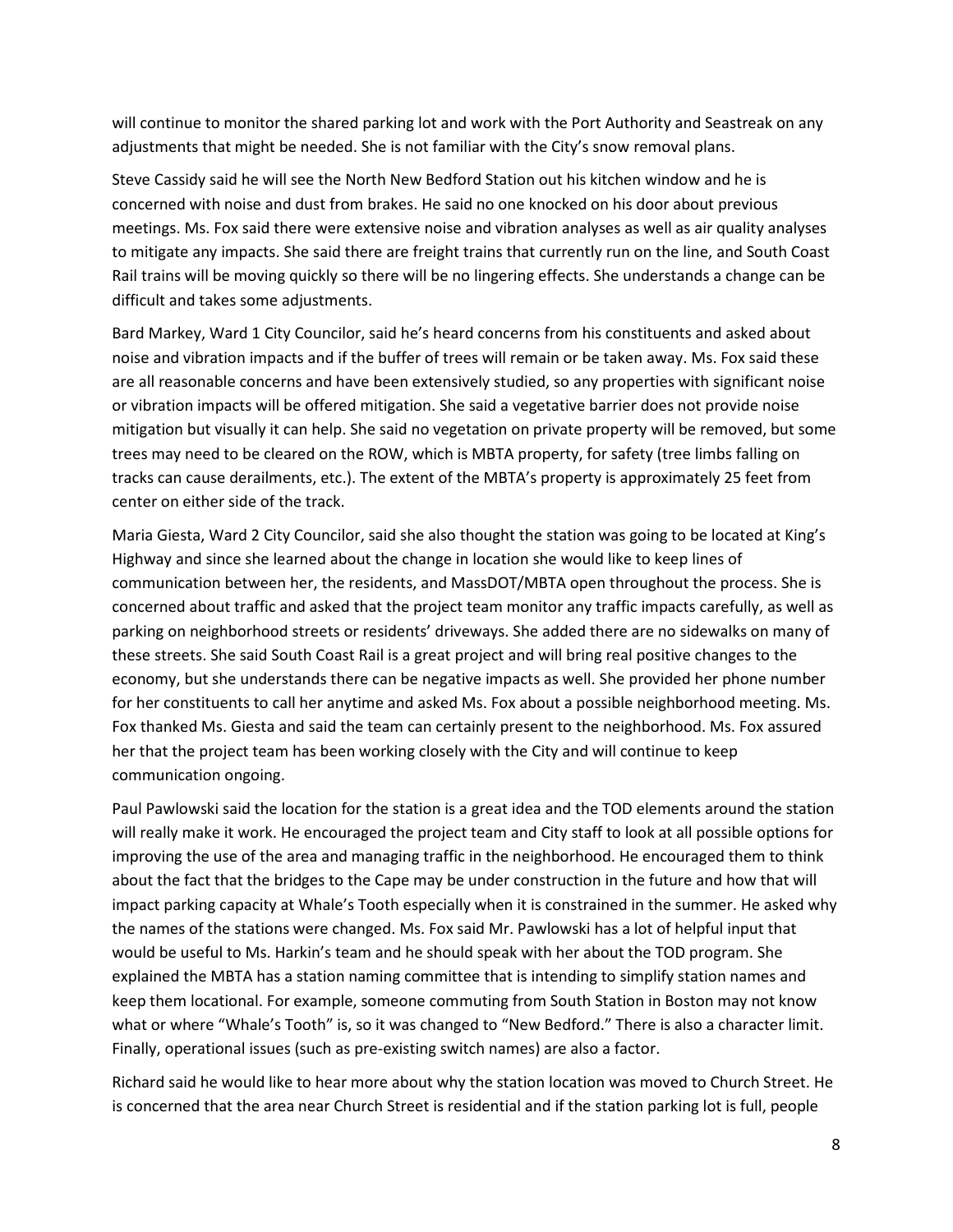will continue to monitor the shared parking lot and work with the Port Authority and Seastreak on any adjustments that might be needed. She is not familiar with the City's snow removal plans.

Steve Cassidy said he will see the North New Bedford Station out his kitchen window and he is concerned with noise and dust from brakes. He said no one knocked on his door about previous meetings. Ms. Fox said there were extensive noise and vibration analyses as well as air quality analyses to mitigate any impacts. She said there are freight trains that currently run on the line, and South Coast Rail trains will be moving quickly so there will be no lingering effects. She understands a change can be difficult and takes some adjustments.

Bard Markey, Ward 1 City Councilor, said he's heard concerns from his constituents and asked about noise and vibration impacts and if the buffer of trees will remain or be taken away. Ms. Fox said these are all reasonable concerns and have been extensively studied, so any properties with significant noise or vibration impacts will be offered mitigation. She said a vegetative barrier does not provide noise mitigation but visually it can help. She said no vegetation on private property will be removed, but some trees may need to be cleared on the ROW, which is MBTA property, for safety (tree limbs falling on tracks can cause derailments, etc.). The extent of the MBTA's property is approximately 25 feet from center on either side of the track.

Maria Giesta, Ward 2 City Councilor, said she also thought the station was going to be located at King's Highway and since she learned about the change in location she would like to keep lines of communication between her, the residents, and MassDOT/MBTA open throughout the process. She is concerned about traffic and asked that the project team monitor any traffic impacts carefully, as well as parking on neighborhood streets or residents' driveways. She added there are no sidewalks on many of these streets. She said South Coast Rail is a great project and will bring real positive changes to the economy, but she understands there can be negative impacts as well. She provided her phone number for her constituents to call her anytime and asked Ms. Fox about a possible neighborhood meeting. Ms. Fox thanked Ms. Giesta and said the team can certainly present to the neighborhood. Ms. Fox assured her that the project team has been working closely with the City and will continue to keep communication ongoing.

Paul Pawlowski said the location for the station is a great idea and the TOD elements around the station will really make it work. He encouraged the project team and City staff to look at all possible options for improving the use of the area and managing traffic in the neighborhood. He encouraged them to think about the fact that the bridges to the Cape may be under construction in the future and how that will impact parking capacity at Whale's Tooth especially when it is constrained in the summer. He asked why the names of the stations were changed. Ms. Fox said Mr. Pawlowski has a lot of helpful input that would be useful to Ms. Harkin's team and he should speak with her about the TOD program. She explained the MBTA has a station naming committee that is intending to simplify station names and keep them locational. For example, someone commuting from South Station in Boston may not know what or where "Whale's Tooth" is, so it was changed to "New Bedford." There is also a character limit. Finally, operational issues (such as pre-existing switch names) are also a factor.

Richard said he would like to hear more about why the station location was moved to Church Street. He is concerned that the area near Church Street is residential and if the station parking lot is full, people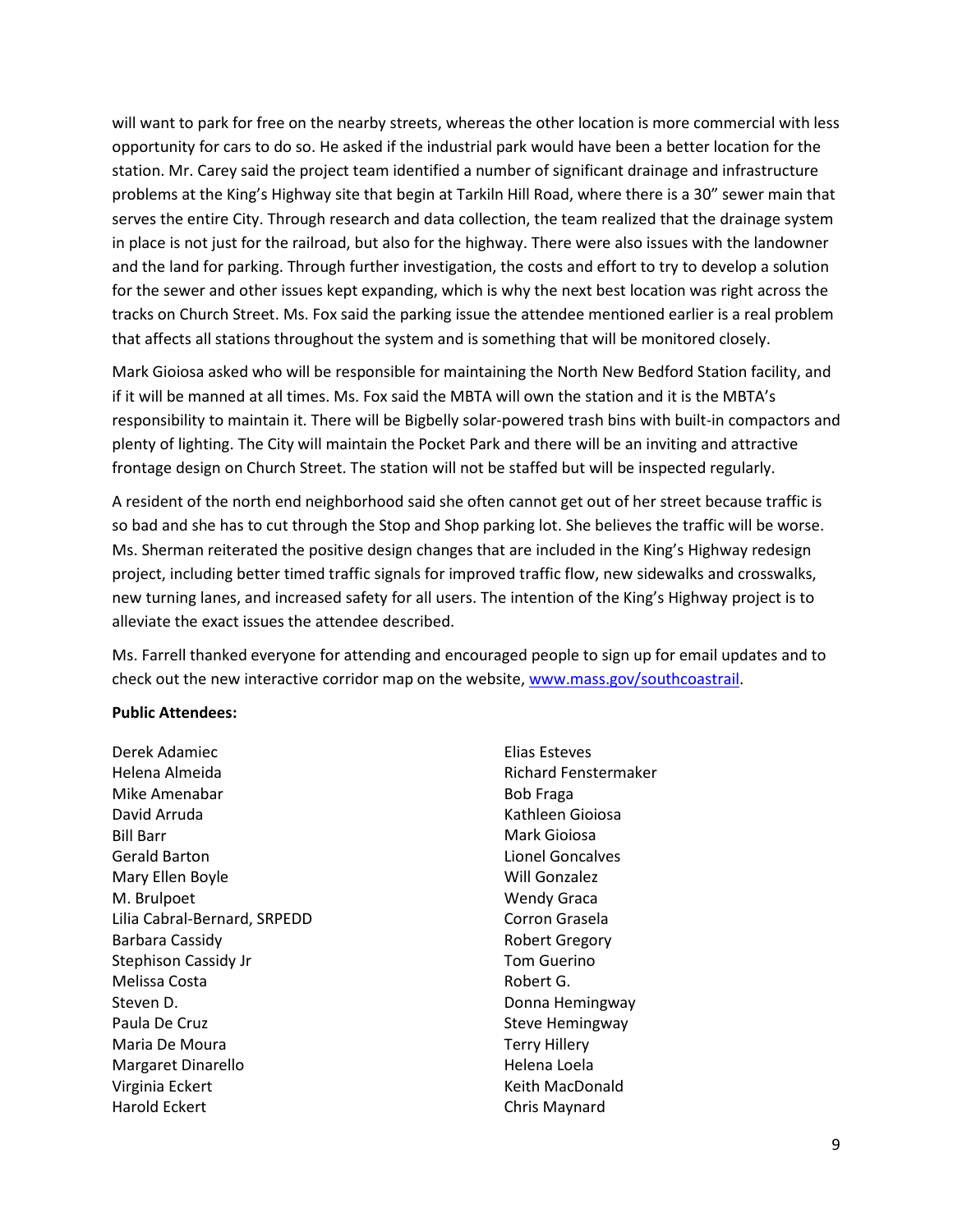will want to park for free on the nearby streets, whereas the other location is more commercial with less opportunity for cars to do so. He asked if the industrial park would have been a better location for the station. Mr. Carey said the project team identified a number of significant drainage and infrastructure problems at the King's Highway site that begin at Tarkiln Hill Road, where there is a 30" sewer main that serves the entire City. Through research and data collection, the team realized that the drainage system in place is not just for the railroad, but also for the highway. There were also issues with the landowner and the land for parking. Through further investigation, the costs and effort to try to develop a solution for the sewer and other issues kept expanding, which is why the next best location was right across the tracks on Church Street. Ms. Fox said the parking issue the attendee mentioned earlier is a real problem that affects all stations throughout the system and is something that will be monitored closely.

Mark Gioiosa asked who will be responsible for maintaining the North New Bedford Station facility, and if it will be manned at all times. Ms. Fox said the MBTA will own the station and it is the MBTA's responsibility to maintain it. There will be Bigbelly solar-powered trash bins with built-in compactors and plenty of lighting. The City will maintain the Pocket Park and there will be an inviting and attractive frontage design on Church Street. The station will not be staffed but will be inspected regularly.

A resident of the north end neighborhood said she often cannot get out of her street because traffic is so bad and she has to cut through the Stop and Shop parking lot. She believes the traffic will be worse. Ms. Sherman reiterated the positive design changes that are included in the King's Highway redesign project, including better timed traffic signals for improved traffic flow, new sidewalks and crosswalks, new turning lanes, and increased safety for all users. The intention of the King's Highway project is to alleviate the exact issues the attendee described.

Ms. Farrell thanked everyone for attending and encouraged people to sign up for email updates and to check out the new interactive corridor map on the website, [www.mass.gov/southcoastrail](www.mass.gov/southcoastrail).

**Public Attendees:**

Derek Adamiec
Helena Almeida
Mike Amenabar
David Arruda
Bill Barr
Gerald Barton
Mary Ellen Boyle
M. Brulpoet
Lilia Cabral-Bernard, SRPEDD
Barbara Cassidy
Stephison Cassidy Jr
Melissa Costa
Steven D.
Paula De Cruz
Maria De Moura
Margaret Dinarello
Virginia Eckert
Harold Eckert
Elias Esteves
Richard Fenstermaker
Bob Fraga
Kathleen Gioiosa
Mark Gioiosa
Lionel Goncalves
Will Gonzalez
Wendy Graca
Corron Grasela
Robert Gregory
Tom Guerino
Robert G.
Donna Hemingway
Steve Hemingway
Terry Hillery
Helena Loela
Keith MacDonald
Chris Maynard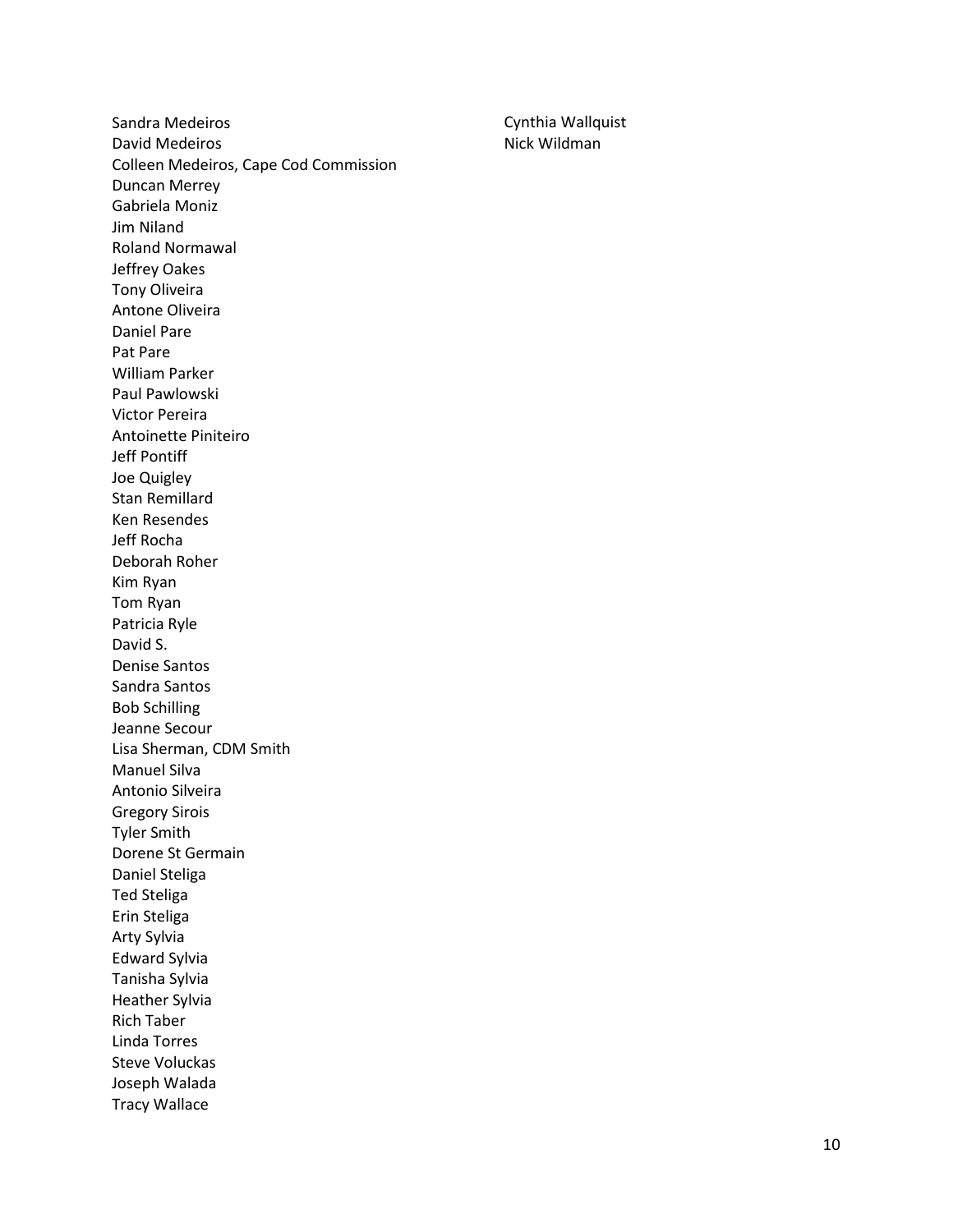Sandra Medeiros
David Medeiros
Colleen Medeiros, Cape Cod Commission
Duncan Merrey
Gabriela Moniz
Jim Niland
Roland Normawal
Jeffrey Oakes
Tony Oliveira
Antone Oliveira
Daniel Pare
Pat Pare
William Parker
Paul Pawlowski
Victor Pereira
Antoinette Piniteiro
Jeff Pontiff
Joe Quigley
Stan Remillard
Ken Resendes
Jeff Rocha
Deborah Roher
Kim Ryan
Tom Ryan
Patricia Ryle
David S.
Denise Santos
Sandra Santos
Bob Schilling
Jeanne Secour
Lisa Sherman, CDM Smith
Manuel Silva
Antonio Silveira
Gregory Sirois
Tyler Smith
Dorene St Germain
Daniel Steliga
Ted Steliga
Erin Steliga
Arty Sylvia
Edward Sylvia
Tanisha Sylvia
Heather Sylvia
Rich Taber
Linda Torres
Steve Voluckas
Joseph Walada
Tracy Wallace
Cynthia Wallquist
Nick Wildman